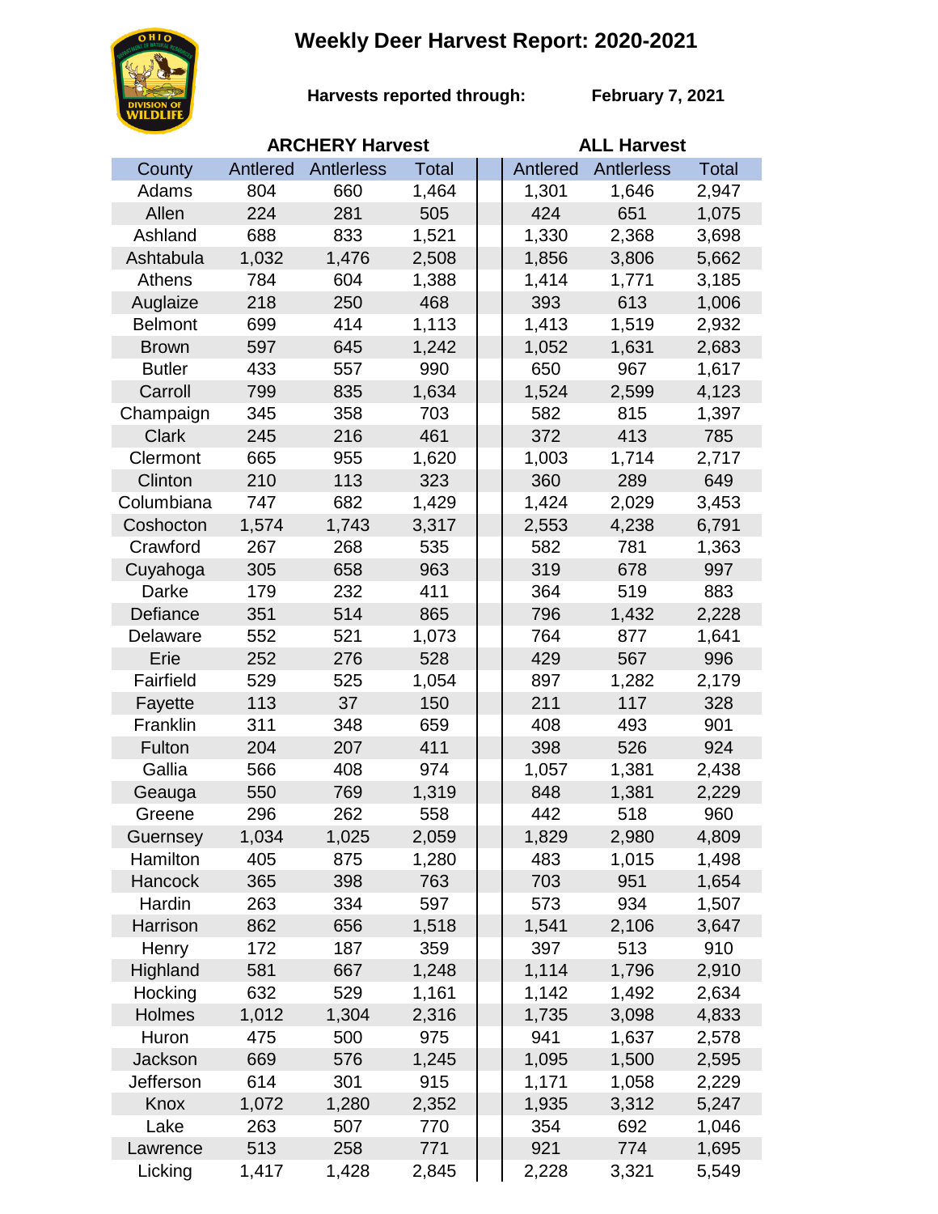# Weekly Deer Harvest Report: 2020-2021

**Harvests reported through:** **February 7, 2021**

| | ARCHERY Harvest | | | ALL Harvest | | |
|---|---|---|---|---|---|---|
| County | Antlered | Antlerless | Total | Antlered | Antlerless | Total |
| Adams | 804 | 660 | 1,464 | 1,301 | 1,646 | 2,947 |
| Allen | 224 | 281 | 505 | 424 | 651 | 1,075 |
| Ashland | 688 | 833 | 1,521 | 1,330 | 2,368 | 3,698 |
| Ashtabula | 1,032 | 1,476 | 2,508 | 1,856 | 3,806 | 5,662 |
| Athens | 784 | 604 | 1,388 | 1,414 | 1,771 | 3,185 |
| Auglaize | 218 | 250 | 468 | 393 | 613 | 1,006 |
| Belmont | 699 | 414 | 1,113 | 1,413 | 1,519 | 2,932 |
| Brown | 597 | 645 | 1,242 | 1,052 | 1,631 | 2,683 |
| Butler | 433 | 557 | 990 | 650 | 967 | 1,617 |
| Carroll | 799 | 835 | 1,634 | 1,524 | 2,599 | 4,123 |
| Champaign | 345 | 358 | 703 | 582 | 815 | 1,397 |
| Clark | 245 | 216 | 461 | 372 | 413 | 785 |
| Clermont | 665 | 955 | 1,620 | 1,003 | 1,714 | 2,717 |
| Clinton | 210 | 113 | 323 | 360 | 289 | 649 |
| Columbiana | 747 | 682 | 1,429 | 1,424 | 2,029 | 3,453 |
| Coshocton | 1,574 | 1,743 | 3,317 | 2,553 | 4,238 | 6,791 |
| Crawford | 267 | 268 | 535 | 582 | 781 | 1,363 |
| Cuyahoga | 305 | 658 | 963 | 319 | 678 | 997 |
| Darke | 179 | 232 | 411 | 364 | 519 | 883 |
| Defiance | 351 | 514 | 865 | 796 | 1,432 | 2,228 |
| Delaware | 552 | 521 | 1,073 | 764 | 877 | 1,641 |
| Erie | 252 | 276 | 528 | 429 | 567 | 996 |
| Fairfield | 529 | 525 | 1,054 | 897 | 1,282 | 2,179 |
| Fayette | 113 | 37 | 150 | 211 | 117 | 328 |
| Franklin | 311 | 348 | 659 | 408 | 493 | 901 |
| Fulton | 204 | 207 | 411 | 398 | 526 | 924 |
| Gallia | 566 | 408 | 974 | 1,057 | 1,381 | 2,438 |
| Geauga | 550 | 769 | 1,319 | 848 | 1,381 | 2,229 |
| Greene | 296 | 262 | 558 | 442 | 518 | 960 |
| Guernsey | 1,034 | 1,025 | 2,059 | 1,829 | 2,980 | 4,809 |
| Hamilton | 405 | 875 | 1,280 | 483 | 1,015 | 1,498 |
| Hancock | 365 | 398 | 763 | 703 | 951 | 1,654 |
| Hardin | 263 | 334 | 597 | 573 | 934 | 1,507 |
| Harrison | 862 | 656 | 1,518 | 1,541 | 2,106 | 3,647 |
| Henry | 172 | 187 | 359 | 397 | 513 | 910 |
| Highland | 581 | 667 | 1,248 | 1,114 | 1,796 | 2,910 |
| Hocking | 632 | 529 | 1,161 | 1,142 | 1,492 | 2,634 |
| Holmes | 1,012 | 1,304 | 2,316 | 1,735 | 3,098 | 4,833 |
| Huron | 475 | 500 | 975 | 941 | 1,637 | 2,578 |
| Jackson | 669 | 576 | 1,245 | 1,095 | 1,500 | 2,595 |
| Jefferson | 614 | 301 | 915 | 1,171 | 1,058 | 2,229 |
| Knox | 1,072 | 1,280 | 2,352 | 1,935 | 3,312 | 5,247 |
| Lake | 263 | 507 | 770 | 354 | 692 | 1,046 |
| Lawrence | 513 | 258 | 771 | 921 | 774 | 1,695 |
| Licking | 1,417 | 1,428 | 2,845 | 2,228 | 3,321 | 5,549 |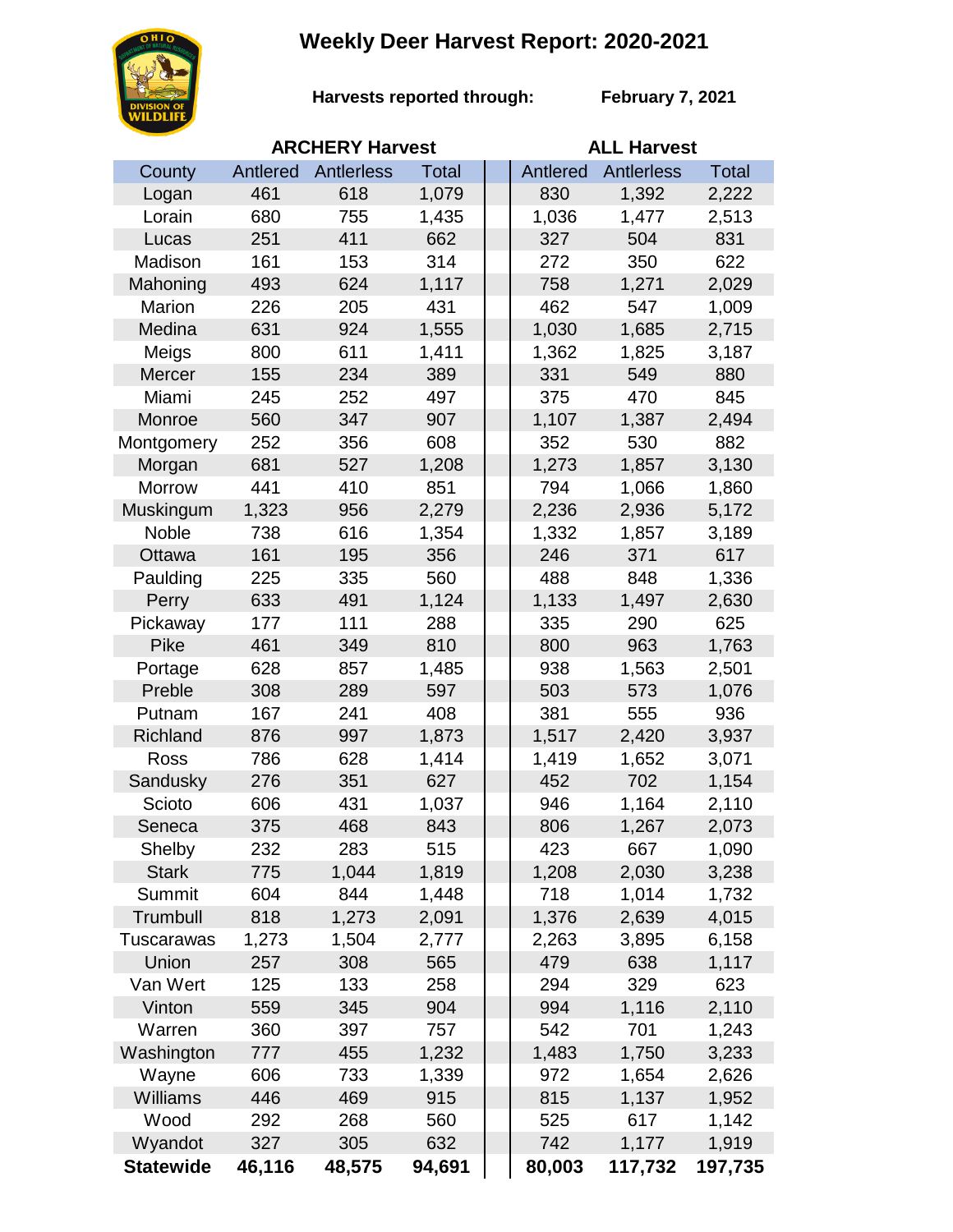# Weekly Deer Harvest Report: 2020-2021

**Harvests reported through:** **February 7, 2021**

| | ARCHERY Harvest | | | ALL Harvest | | |
|---|---|---|---|---|---|---|
| County | Antlered | Antlerless | Total | Antlered | Antlerless | Total |
| Logan | 461 | 618 | 1,079 | 830 | 1,392 | 2,222 |
| Lorain | 680 | 755 | 1,435 | 1,036 | 1,477 | 2,513 |
| Lucas | 251 | 411 | 662 | 327 | 504 | 831 |
| Madison | 161 | 153 | 314 | 272 | 350 | 622 |
| Mahoning | 493 | 624 | 1,117 | 758 | 1,271 | 2,029 |
| Marion | 226 | 205 | 431 | 462 | 547 | 1,009 |
| Medina | 631 | 924 | 1,555 | 1,030 | 1,685 | 2,715 |
| Meigs | 800 | 611 | 1,411 | 1,362 | 1,825 | 3,187 |
| Mercer | 155 | 234 | 389 | 331 | 549 | 880 |
| Miami | 245 | 252 | 497 | 375 | 470 | 845 |
| Monroe | 560 | 347 | 907 | 1,107 | 1,387 | 2,494 |
| Montgomery | 252 | 356 | 608 | 352 | 530 | 882 |
| Morgan | 681 | 527 | 1,208 | 1,273 | 1,857 | 3,130 |
| Morrow | 441 | 410 | 851 | 794 | 1,066 | 1,860 |
| Muskingum | 1,323 | 956 | 2,279 | 2,236 | 2,936 | 5,172 |
| Noble | 738 | 616 | 1,354 | 1,332 | 1,857 | 3,189 |
| Ottawa | 161 | 195 | 356 | 246 | 371 | 617 |
| Paulding | 225 | 335 | 560 | 488 | 848 | 1,336 |
| Perry | 633 | 491 | 1,124 | 1,133 | 1,497 | 2,630 |
| Pickaway | 177 | 111 | 288 | 335 | 290 | 625 |
| Pike | 461 | 349 | 810 | 800 | 963 | 1,763 |
| Portage | 628 | 857 | 1,485 | 938 | 1,563 | 2,501 |
| Preble | 308 | 289 | 597 | 503 | 573 | 1,076 |
| Putnam | 167 | 241 | 408 | 381 | 555 | 936 |
| Richland | 876 | 997 | 1,873 | 1,517 | 2,420 | 3,937 |
| Ross | 786 | 628 | 1,414 | 1,419 | 1,652 | 3,071 |
| Sandusky | 276 | 351 | 627 | 452 | 702 | 1,154 |
| Scioto | 606 | 431 | 1,037 | 946 | 1,164 | 2,110 |
| Seneca | 375 | 468 | 843 | 806 | 1,267 | 2,073 |
| Shelby | 232 | 283 | 515 | 423 | 667 | 1,090 |
| Stark | 775 | 1,044 | 1,819 | 1,208 | 2,030 | 3,238 |
| Summit | 604 | 844 | 1,448 | 718 | 1,014 | 1,732 |
| Trumbull | 818 | 1,273 | 2,091 | 1,376 | 2,639 | 4,015 |
| Tuscarawas | 1,273 | 1,504 | 2,777 | 2,263 | 3,895 | 6,158 |
| Union | 257 | 308 | 565 | 479 | 638 | 1,117 |
| Van Wert | 125 | 133 | 258 | 294 | 329 | 623 |
| Vinton | 559 | 345 | 904 | 994 | 1,116 | 2,110 |
| Warren | 360 | 397 | 757 | 542 | 701 | 1,243 |
| Washington | 777 | 455 | 1,232 | 1,483 | 1,750 | 3,233 |
| Wayne | 606 | 733 | 1,339 | 972 | 1,654 | 2,626 |
| Williams | 446 | 469 | 915 | 815 | 1,137 | 1,952 |
| Wood | 292 | 268 | 560 | 525 | 617 | 1,142 |
| Wyandot | 327 | 305 | 632 | 742 | 1,177 | 1,919 |
| **Statewide** | **46,116** | **48,575** | **94,691** | **80,003** | **117,732** | **197,735** |